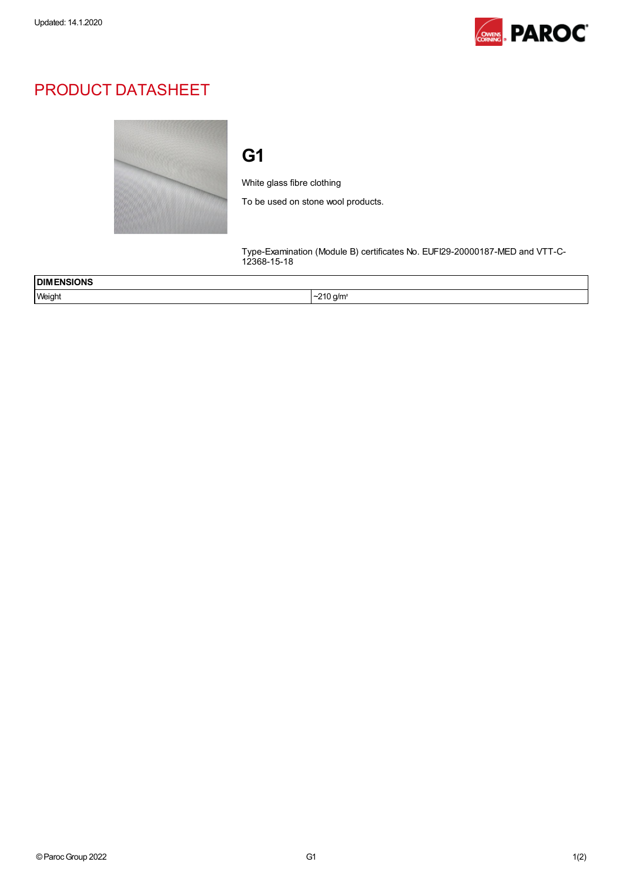Updated: 14.1.2020

# PRODUCT DATASHEET

## G1

White glass fibre clothing

To be used on stone wool products.

Type-Examination (Module B) certificates No. EUFI29-20000187-MED and VTT-C-12368-15-18

| DIMENSIONS | |
|---|---|
| Weight | ~210 g/m² |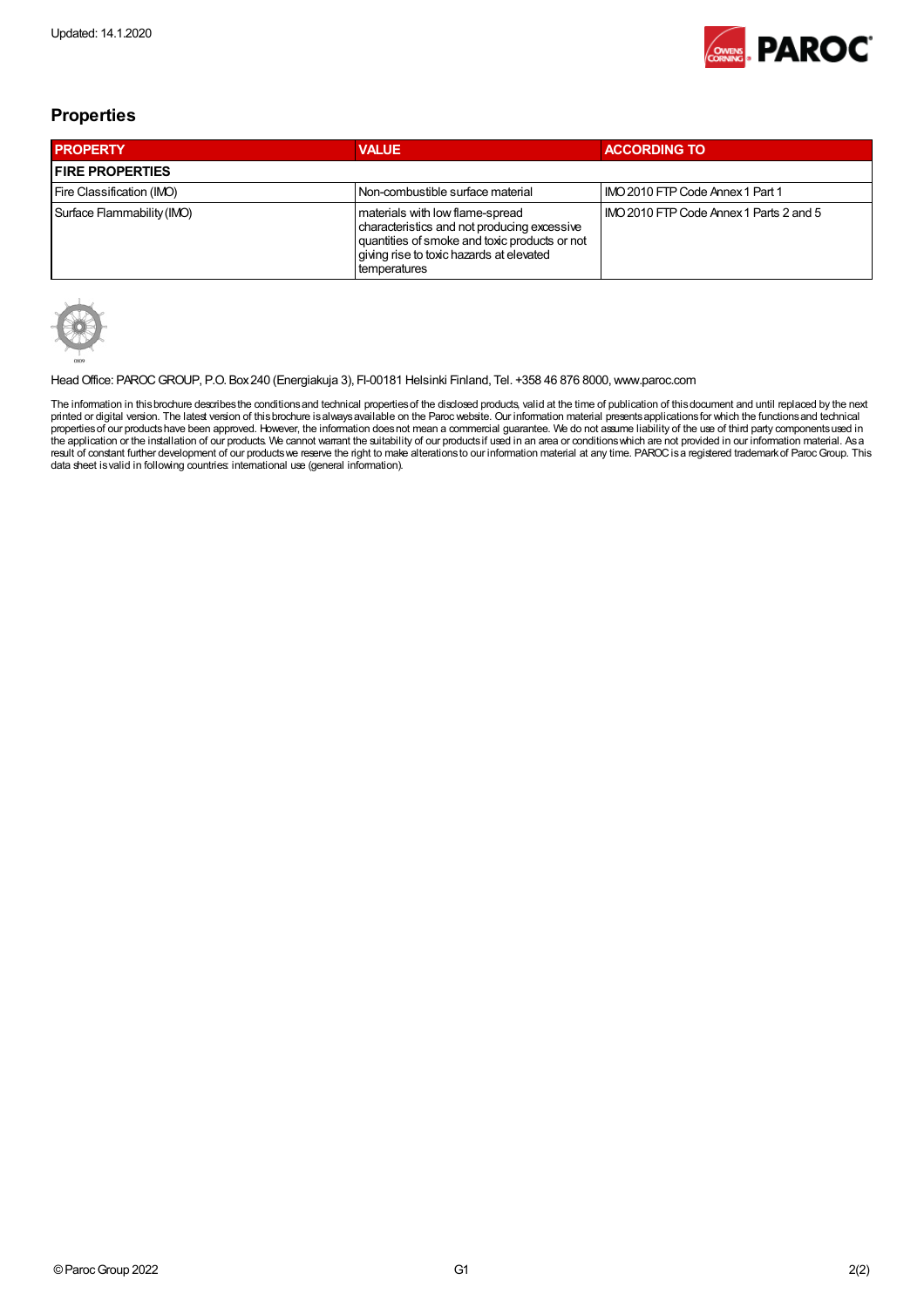Updated: 14.1.2020

## Properties

| PROPERTY | VALUE | ACCORDING TO |
|---|---|---|
| **FIRE PROPERTIES** | | |
| Fire Classification (IMO) | Non-combustible surface material | IMO 2010 FTP Code Annex 1 Part 1 |
| Surface Flammability (IMO) | materials with low flame-spread characteristics and not producing excessive quantities of smoke and toxic products or not giving rise to toxic hazards at elevated temperatures | IMO 2010 FTP Code Annex 1 Parts 2 and 5 |

0809

Head Office: PAROC GROUP, P.O. Box 240 (Energiakuja 3), FI-00181 Helsinki Finland, Tel. +358 46 876 8000, www.paroc.com

The information in this brochure describes the conditions and technical properties of the disclosed products, valid at the time of publication of this document and until replaced by the next printed or digital version. The latest version of this brochure is always available on the Paroc website. Our information material presents applications for which the functions and technical properties of our products have been approved. However, the information does not mean a commercial guarantee. We do not assume liability of the use of third party components used in the application or the installation of our products. We cannot warrant the suitability of our products if used in an area or conditions which are not provided in our information material. As a result of constant further development of our products we reserve the right to make alterations to our information material at any time. PAROC is a registered trademark of Paroc Group. This data sheet is valid in following countries: international use (general information).

© Paroc Group 2022

G1